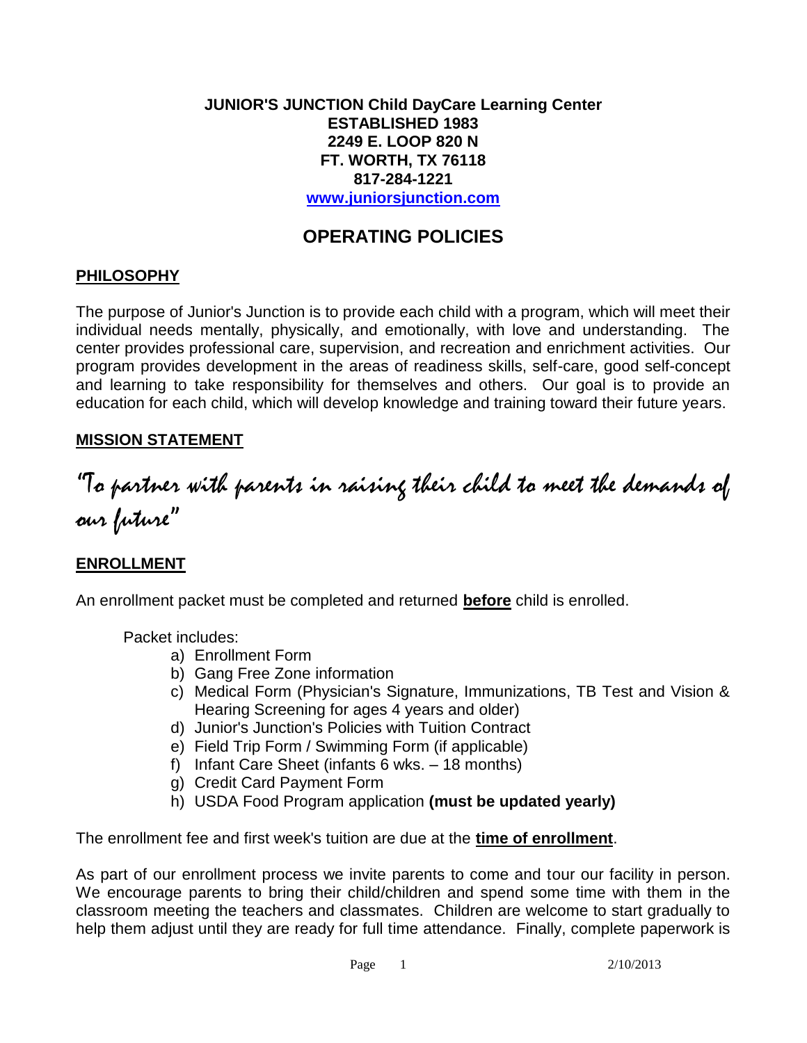**JUNIOR'S JUNCTION Child DayCare Learning Center**
**ESTABLISHED 1983**
**2249 E. LOOP 820 N**
**FT. WORTH, TX 76118**
**817-284-1221**
**www.juniorsjunction.com**

# OPERATING POLICIES

## PHILOSOPHY

The purpose of Junior's Junction is to provide each child with a program, which will meet their individual needs mentally, physically, and emotionally, with love and understanding. The center provides professional care, supervision, and recreation and enrichment activities. Our program provides development in the areas of readiness skills, self-care, good self-concept and learning to take responsibility for themselves and others. Our goal is to provide an education for each child, which will develop knowledge and training toward their future years.

## MISSION STATEMENT

*"To partner with parents in raising their child to meet the demands of our future"*

## ENROLLMENT

An enrollment packet must be completed and returned **before** child is enrolled.

Packet includes:

a) Enrollment Form
b) Gang Free Zone information
c) Medical Form (Physician's Signature, Immunizations, TB Test and Vision & Hearing Screening for ages 4 years and older)
d) Junior's Junction's Policies with Tuition Contract
e) Field Trip Form / Swimming Form (if applicable)
f) Infant Care Sheet (infants 6 wks. – 18 months)
g) Credit Card Payment Form
h) USDA Food Program application **(must be updated yearly)**

The enrollment fee and first week's tuition are due at the **time of enrollment**.

As part of our enrollment process we invite parents to come and tour our facility in person. We encourage parents to bring their child/children and spend some time with them in the classroom meeting the teachers and classmates. Children are welcome to start gradually to help them adjust until they are ready for full time attendance. Finally, complete paperwork is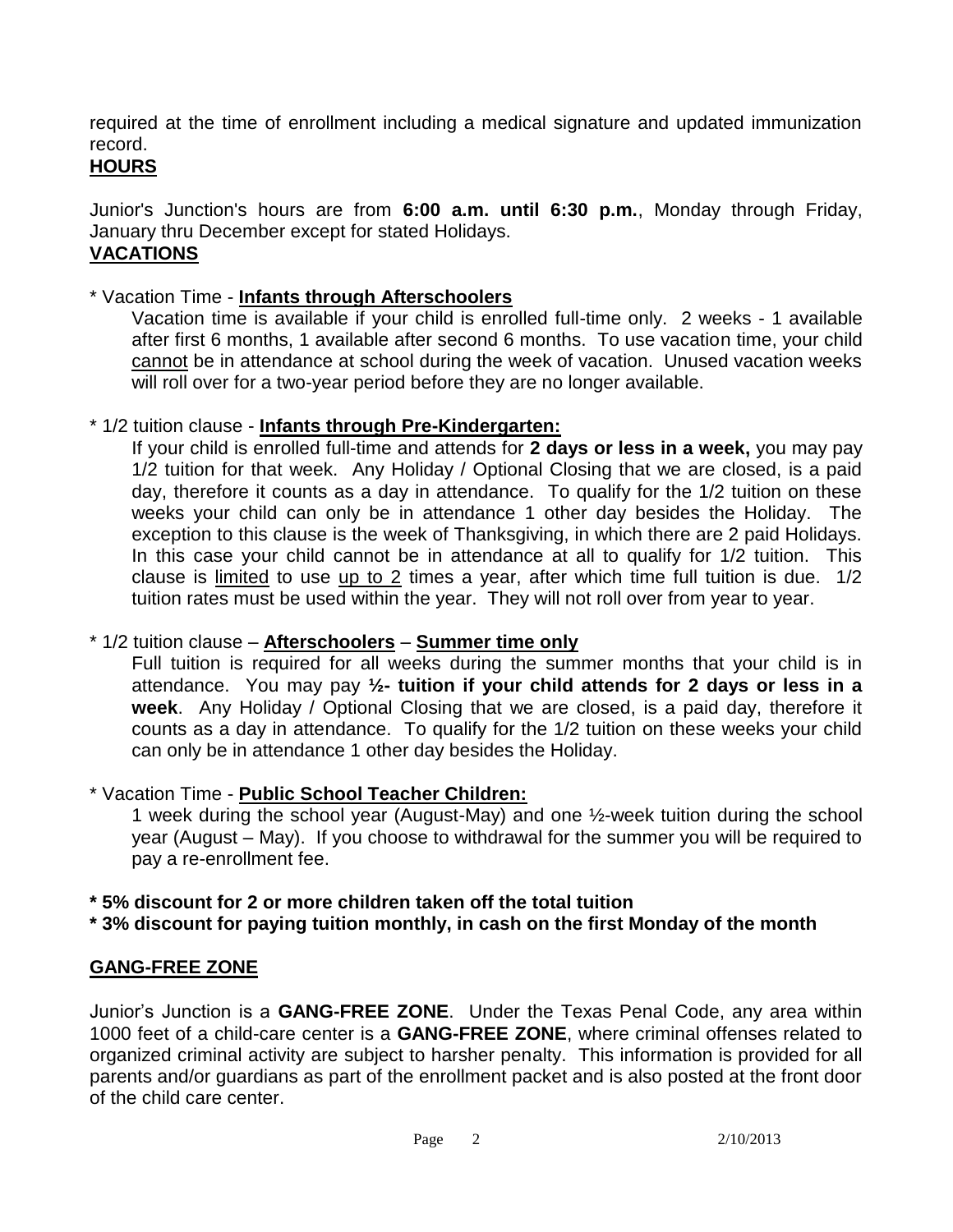required at the time of enrollment including a medical signature and updated immunization record.

## HOURS

Junior's Junction's hours are from **6:00 a.m. until 6:30 p.m.**, Monday through Friday, January thru December except for stated Holidays.

## VACATIONS

* Vacation Time - **Infants through Afterschoolers**

  Vacation time is available if your child is enrolled full-time only. 2 weeks - 1 available after first 6 months, 1 available after second 6 months. To use vacation time, your child cannot be in attendance at school during the week of vacation. Unused vacation weeks will roll over for a two-year period before they are no longer available.

* 1/2 tuition clause - **Infants through Pre-Kindergarten:**

  If your child is enrolled full-time and attends for **2 days or less in a week,** you may pay 1/2 tuition for that week. Any Holiday / Optional Closing that we are closed, is a paid day, therefore it counts as a day in attendance. To qualify for the 1/2 tuition on these weeks your child can only be in attendance 1 other day besides the Holiday. The exception to this clause is the week of Thanksgiving, in which there are 2 paid Holidays. In this case your child cannot be in attendance at all to qualify for 1/2 tuition. This clause is limited to use up to 2 times a year, after which time full tuition is due. 1/2 tuition rates must be used within the year. They will not roll over from year to year.

* 1/2 tuition clause – **Afterschoolers** – **Summer time only**

  Full tuition is required for all weeks during the summer months that your child is in attendance. You may pay **½- tuition if your child attends for 2 days or less in a week**. Any Holiday / Optional Closing that we are closed, is a paid day, therefore it counts as a day in attendance. To qualify for the 1/2 tuition on these weeks your child can only be in attendance 1 other day besides the Holiday.

* Vacation Time - **Public School Teacher Children:**

  1 week during the school year (August-May) and one ½-week tuition during the school year (August – May). If you choose to withdrawal for the summer you will be required to pay a re-enrollment fee.

**\* 5% discount for 2 or more children taken off the total tuition**

**\* 3% discount for paying tuition monthly, in cash on the first Monday of the month**

## GANG-FREE ZONE

Junior's Junction is a **GANG-FREE ZONE**. Under the Texas Penal Code, any area within 1000 feet of a child-care center is a **GANG-FREE ZONE**, where criminal offenses related to organized criminal activity are subject to harsher penalty. This information is provided for all parents and/or guardians as part of the enrollment packet and is also posted at the front door of the child care center.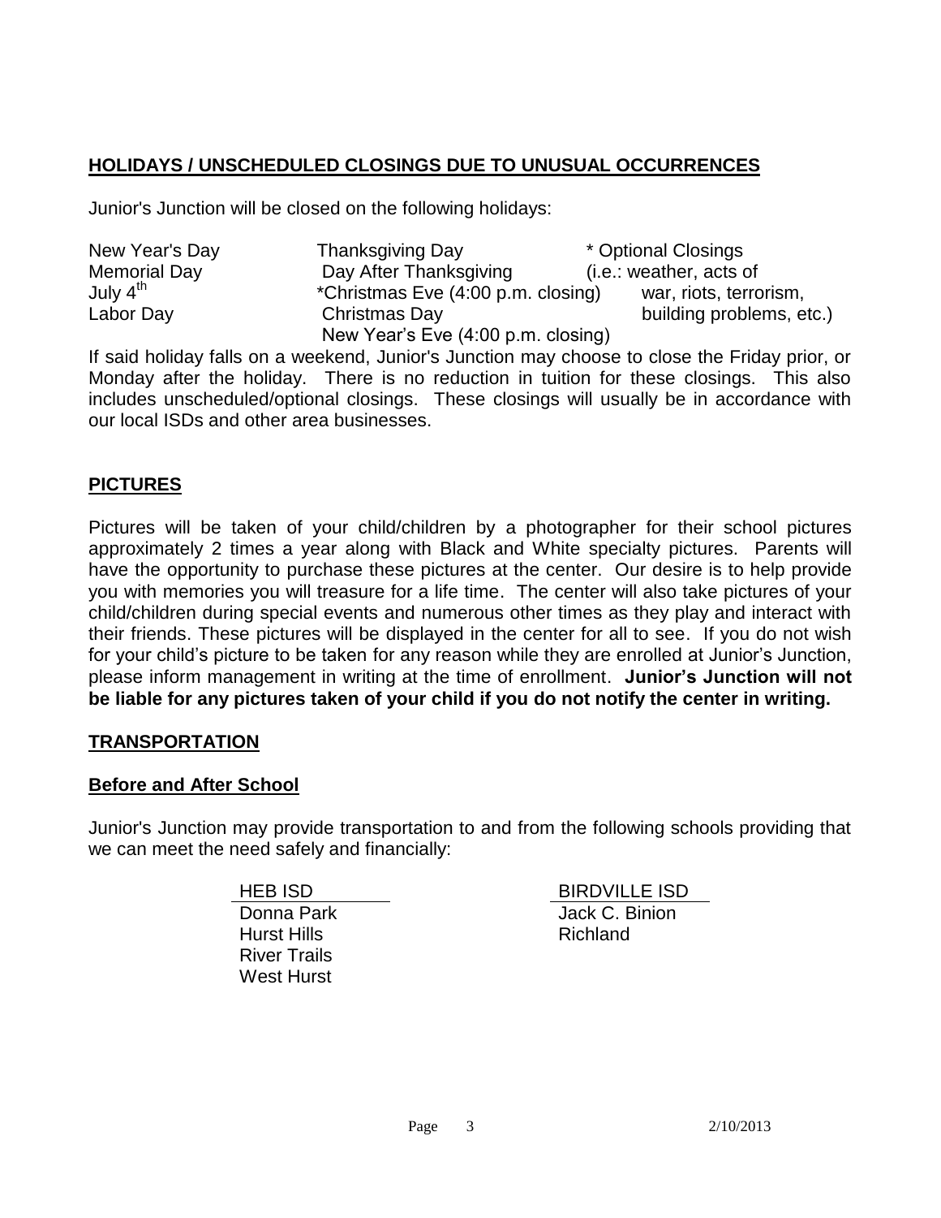## HOLIDAYS / UNSCHEDULED CLOSINGS DUE TO UNUSUAL OCCURRENCES

Junior's Junction will be closed on the following holidays:

| | | |
|---|---|---|
| New Year's Day | Thanksgiving Day | * Optional Closings |
| Memorial Day | Day After Thanksgiving | (i.e.: weather, acts of |
| July 4th | *Christmas Eve (4:00 p.m. closing) | war, riots, terrorism, |
| Labor Day | Christmas Day | building problems, etc.) |
| | New Year's Eve (4:00 p.m. closing) | |

If said holiday falls on a weekend, Junior's Junction may choose to close the Friday prior, or Monday after the holiday. There is no reduction in tuition for these closings. This also includes unscheduled/optional closings. These closings will usually be in accordance with our local ISDs and other area businesses.

## PICTURES

Pictures will be taken of your child/children by a photographer for their school pictures approximately 2 times a year along with Black and White specialty pictures. Parents will have the opportunity to purchase these pictures at the center. Our desire is to help provide you with memories you will treasure for a life time. The center will also take pictures of your child/children during special events and numerous other times as they play and interact with their friends. These pictures will be displayed in the center for all to see. If you do not wish for your child's picture to be taken for any reason while they are enrolled at Junior's Junction, please inform management in writing at the time of enrollment. **Junior's Junction will not be liable for any pictures taken of your child if you do not notify the center in writing.**

## TRANSPORTATION

### Before and After School

Junior's Junction may provide transportation to and from the following schools providing that we can meet the need safely and financially:

| HEB ISD | BIRDVILLE ISD |
|---|---|
| Donna Park | Jack C. Binion |
| Hurst Hills | Richland |
| River Trails | |
| West Hurst | |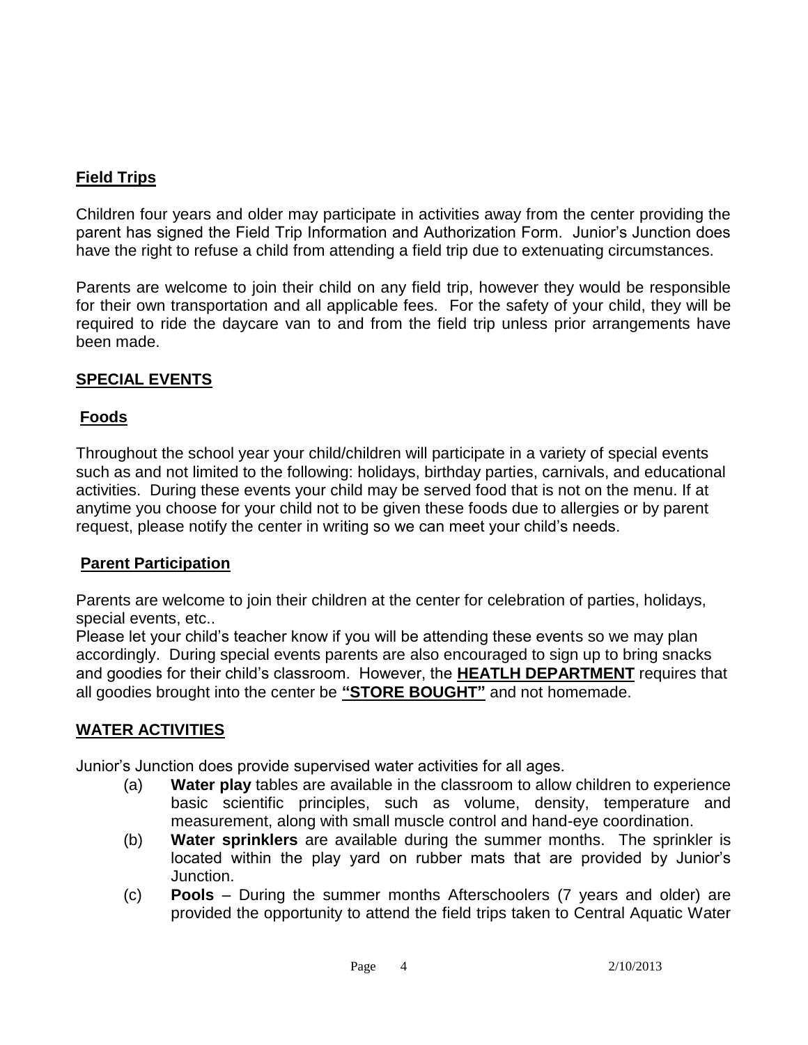## Field Trips

Children four years and older may participate in activities away from the center providing the parent has signed the Field Trip Information and Authorization Form. Junior's Junction does have the right to refuse a child from attending a field trip due to extenuating circumstances.

Parents are welcome to join their child on any field trip, however they would be responsible for their own transportation and all applicable fees. For the safety of your child, they will be required to ride the daycare van to and from the field trip unless prior arrangements have been made.

## SPECIAL EVENTS

### Foods

Throughout the school year your child/children will participate in a variety of special events such as and not limited to the following: holidays, birthday parties, carnivals, and educational activities. During these events your child may be served food that is not on the menu. If at anytime you choose for your child not to be given these foods due to allergies or by parent request, please notify the center in writing so we can meet your child's needs.

### Parent Participation

Parents are welcome to join their children at the center for celebration of parties, holidays, special events, etc..

Please let your child's teacher know if you will be attending these events so we may plan accordingly. During special events parents are also encouraged to sign up to bring snacks and goodies for their child's classroom. However, the **HEATLH DEPARTMENT** requires that all goodies brought into the center be **"STORE BOUGHT"** and not homemade.

## WATER ACTIVITIES

Junior's Junction does provide supervised water activities for all ages.

(a) **Water play** tables are available in the classroom to allow children to experience basic scientific principles, such as volume, density, temperature and measurement, along with small muscle control and hand-eye coordination.

(b) **Water sprinklers** are available during the summer months. The sprinkler is located within the play yard on rubber mats that are provided by Junior's Junction.

(c) **Pools** – During the summer months Afterschoolers (7 years and older) are provided the opportunity to attend the field trips taken to Central Aquatic Water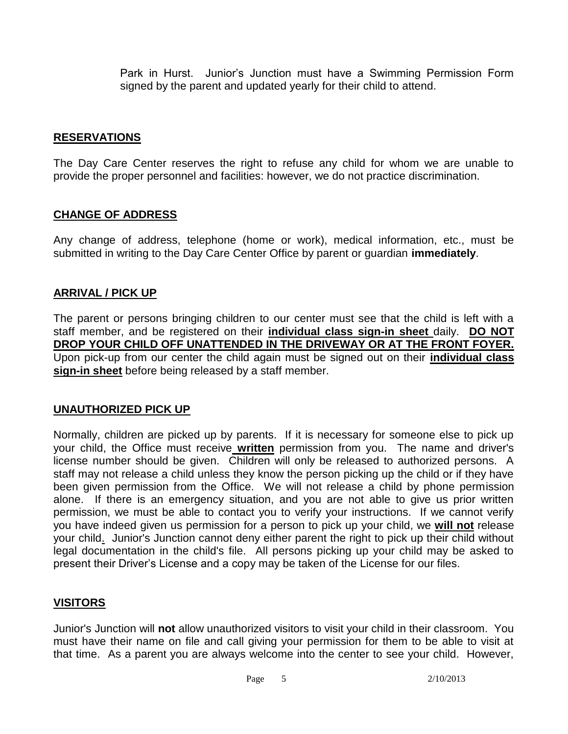Park in Hurst. Junior's Junction must have a Swimming Permission Form signed by the parent and updated yearly for their child to attend.

## RESERVATIONS

The Day Care Center reserves the right to refuse any child for whom we are unable to provide the proper personnel and facilities: however, we do not practice discrimination.

## CHANGE OF ADDRESS

Any change of address, telephone (home or work), medical information, etc., must be submitted in writing to the Day Care Center Office by parent or guardian **immediately**.

## ARRIVAL / PICK UP

The parent or persons bringing children to our center must see that the child is left with a staff member, and be registered on their **individual class sign-in sheet** daily. **DO NOT DROP YOUR CHILD OFF UNATTENDED IN THE DRIVEWAY OR AT THE FRONT FOYER.** Upon pick-up from our center the child again must be signed out on their **individual class sign-in sheet** before being released by a staff member.

## UNAUTHORIZED PICK UP

Normally, children are picked up by parents. If it is necessary for someone else to pick up your child, the Office must receive **written** permission from you. The name and driver's license number should be given. Children will only be released to authorized persons. A staff may not release a child unless they know the person picking up the child or if they have been given permission from the Office. We will not release a child by phone permission alone. If there is an emergency situation, and you are not able to give us prior written permission, we must be able to contact you to verify your instructions. If we cannot verify you have indeed given us permission for a person to pick up your child, we **will not** release your child. Junior's Junction cannot deny either parent the right to pick up their child without legal documentation in the child's file. All persons picking up your child may be asked to present their Driver's License and a copy may be taken of the License for our files.

## VISITORS

Junior's Junction will **not** allow unauthorized visitors to visit your child in their classroom. You must have their name on file and call giving your permission for them to be able to visit at that time. As a parent you are always welcome into the center to see your child. However,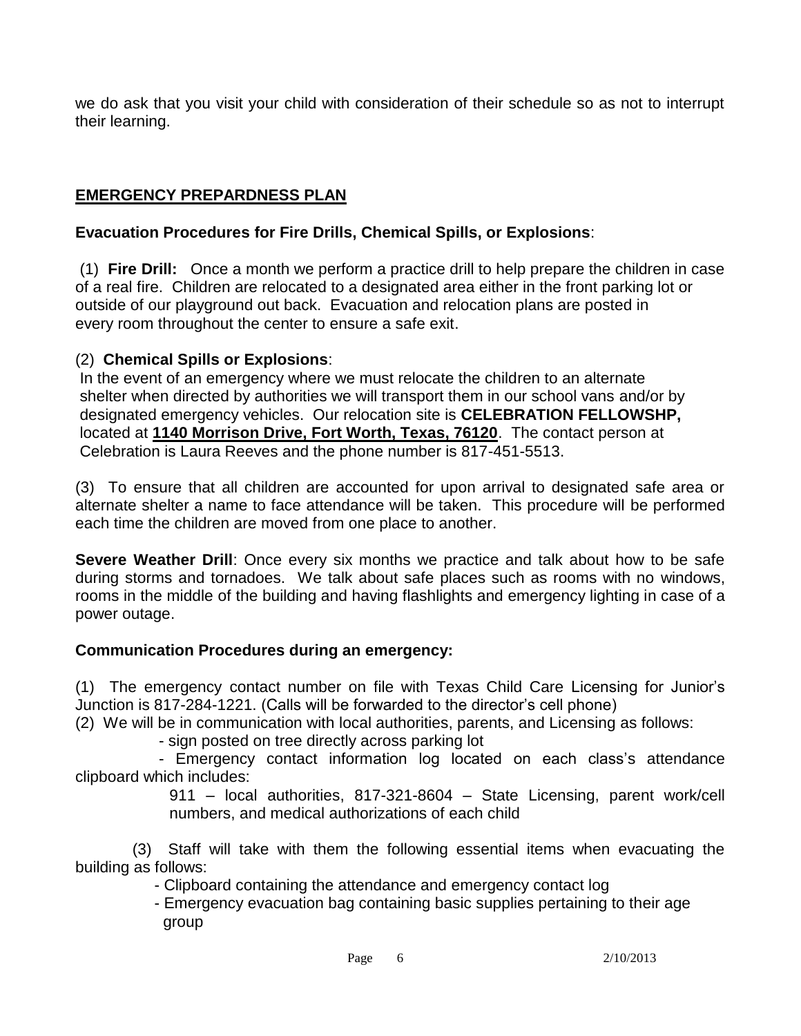we do ask that you visit your child with consideration of their schedule so as not to interrupt their learning.

## **EMERGENCY PREPARDNESS PLAN**

**Evacuation Procedures for Fire Drills, Chemical Spills, or Explosions**:

(1) **Fire Drill:** Once a month we perform a practice drill to help prepare the children in case of a real fire. Children are relocated to a designated area either in the front parking lot or outside of our playground out back. Evacuation and relocation plans are posted in every room throughout the center to ensure a safe exit.

(2) **Chemical Spills or Explosions**:
In the event of an emergency where we must relocate the children to an alternate shelter when directed by authorities we will transport them in our school vans and/or by designated emergency vehicles. Our relocation site is **CELEBRATION FELLOWSHP,** located at **1140 Morrison Drive, Fort Worth, Texas, 76120**. The contact person at Celebration is Laura Reeves and the phone number is 817-451-5513.

(3) To ensure that all children are accounted for upon arrival to designated safe area or alternate shelter a name to face attendance will be taken. This procedure will be performed each time the children are moved from one place to another.

**Severe Weather Drill**: Once every six months we practice and talk about how to be safe during storms and tornadoes. We talk about safe places such as rooms with no windows, rooms in the middle of the building and having flashlights and emergency lighting in case of a power outage.

**Communication Procedures during an emergency:**

(1) The emergency contact number on file with Texas Child Care Licensing for Junior's Junction is 817-284-1221. (Calls will be forwarded to the director's cell phone)

(2) We will be in communication with local authorities, parents, and Licensing as follows:

- sign posted on tree directly across parking lot
- Emergency contact information log located on each class's attendance clipboard which includes:

  911 – local authorities, 817-321-8604 – State Licensing, parent work/cell numbers, and medical authorizations of each child

(3) Staff will take with them the following essential items when evacuating the building as follows:

- Clipboard containing the attendance and emergency contact log
- Emergency evacuation bag containing basic supplies pertaining to their age group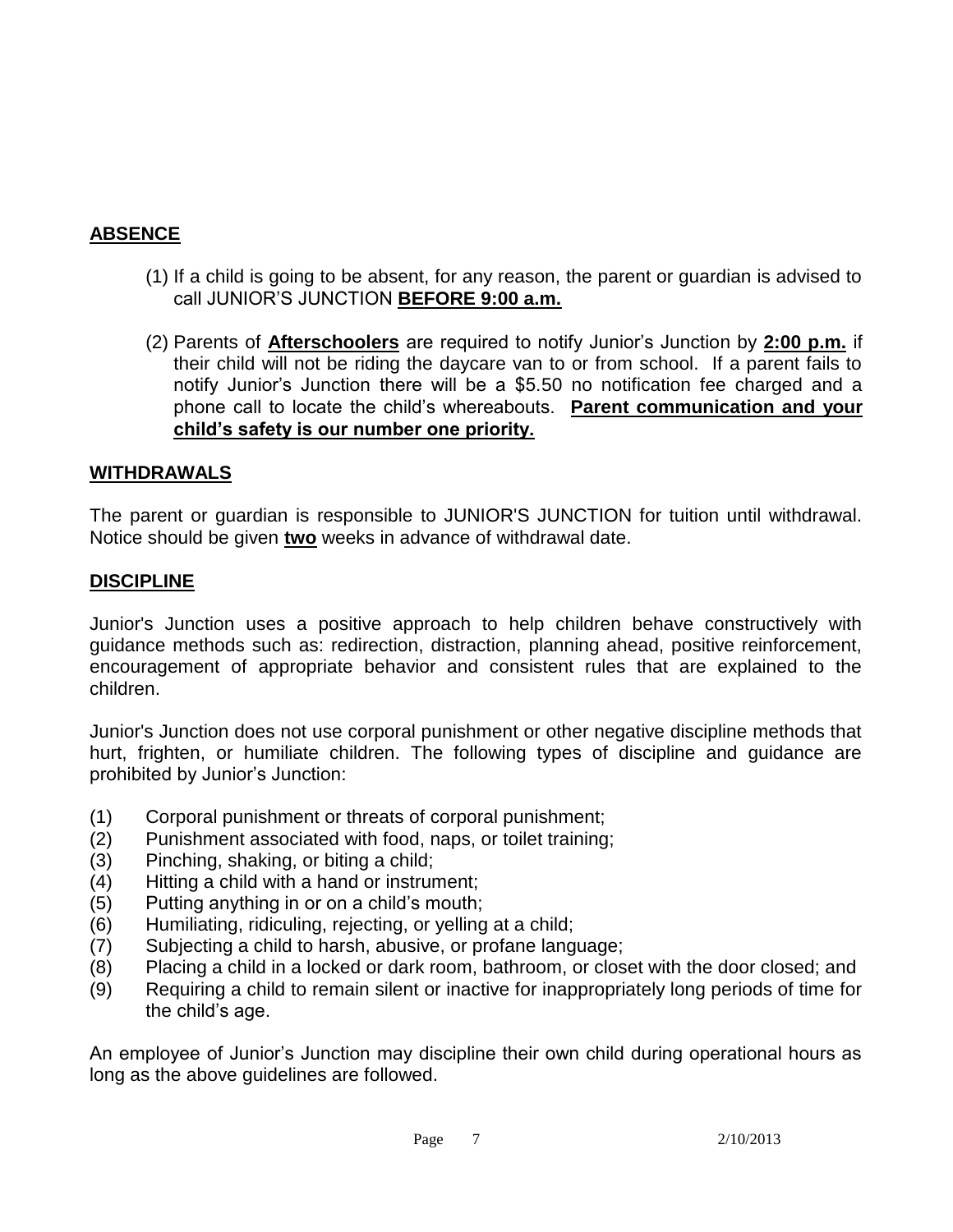## <u>ABSENCE</u>

(1) If a child is going to be absent, for any reason, the parent or guardian is advised to call JUNIOR'S JUNCTION **<u>BEFORE 9:00 a.m.</u>**

(2) Parents of **<u>Afterschoolers</u>** are required to notify Junior's Junction by **<u>2:00 p.m.</u>** if their child will not be riding the daycare van to or from school. If a parent fails to notify Junior's Junction there will be a $5.50 no notification fee charged and a phone call to locate the child's whereabouts. **<u>Parent communication and your child's safety is our number one priority.</u>**

## <u>WITHDRAWALS</u>

The parent or guardian is responsible to JUNIOR'S JUNCTION for tuition until withdrawal. Notice should be given **<u>two</u>** weeks in advance of withdrawal date.

## <u>DISCIPLINE</u>

Junior's Junction uses a positive approach to help children behave constructively with guidance methods such as: redirection, distraction, planning ahead, positive reinforcement, encouragement of appropriate behavior and consistent rules that are explained to the children.

Junior's Junction does not use corporal punishment or other negative discipline methods that hurt, frighten, or humiliate children. The following types of discipline and guidance are prohibited by Junior's Junction:

(1) Corporal punishment or threats of corporal punishment;
(2) Punishment associated with food, naps, or toilet training;
(3) Pinching, shaking, or biting a child;
(4) Hitting a child with a hand or instrument;
(5) Putting anything in or on a child's mouth;
(6) Humiliating, ridiculing, rejecting, or yelling at a child;
(7) Subjecting a child to harsh, abusive, or profane language;
(8) Placing a child in a locked or dark room, bathroom, or closet with the door closed; and
(9) Requiring a child to remain silent or inactive for inappropriately long periods of time for the child's age.

An employee of Junior's Junction may discipline their own child during operational hours as long as the above guidelines are followed.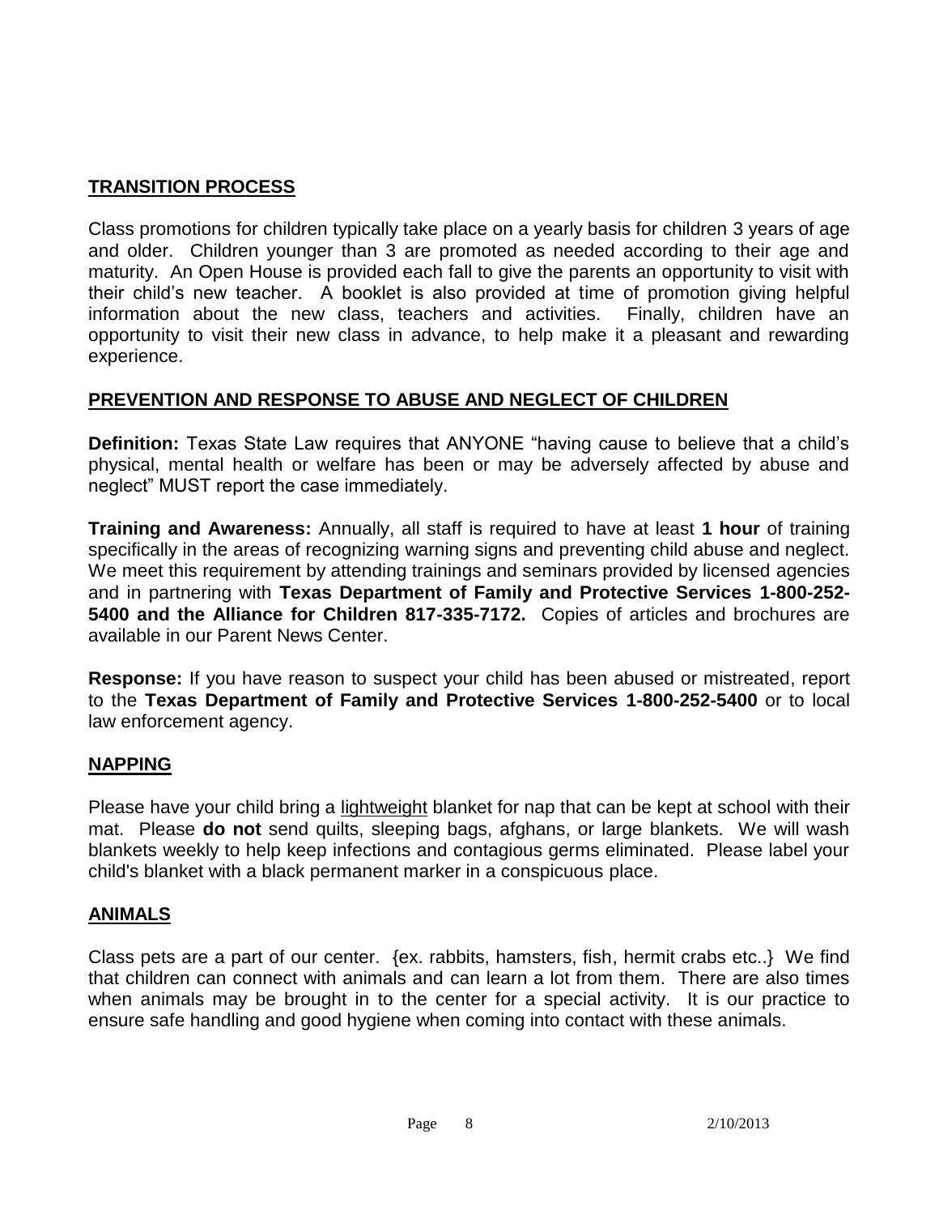## TRANSITION PROCESS

Class promotions for children typically take place on a yearly basis for children 3 years of age and older. Children younger than 3 are promoted as needed according to their age and maturity. An Open House is provided each fall to give the parents an opportunity to visit with their child's new teacher. A booklet is also provided at time of promotion giving helpful information about the new class, teachers and activities. Finally, children have an opportunity to visit their new class in advance, to help make it a pleasant and rewarding experience.

## PREVENTION AND RESPONSE TO ABUSE AND NEGLECT OF CHILDREN

**Definition:** Texas State Law requires that ANYONE "having cause to believe that a child's physical, mental health or welfare has been or may be adversely affected by abuse and neglect" MUST report the case immediately.

**Training and Awareness:** Annually, all staff is required to have at least **1 hour** of training specifically in the areas of recognizing warning signs and preventing child abuse and neglect. We meet this requirement by attending trainings and seminars provided by licensed agencies and in partnering with **Texas Department of Family and Protective Services 1-800-252-5400 and the Alliance for Children 817-335-7172.** Copies of articles and brochures are available in our Parent News Center.

**Response:** If you have reason to suspect your child has been abused or mistreated, report to the **Texas Department of Family and Protective Services 1-800-252-5400** or to local law enforcement agency.

## NAPPING

Please have your child bring a lightweight blanket for nap that can be kept at school with their mat. Please **do not** send quilts, sleeping bags, afghans, or large blankets. We will wash blankets weekly to help keep infections and contagious germs eliminated. Please label your child's blanket with a black permanent marker in a conspicuous place.

## ANIMALS

Class pets are a part of our center. {ex. rabbits, hamsters, fish, hermit crabs etc..} We find that children can connect with animals and can learn a lot from them. There are also times when animals may be brought in to the center for a special activity. It is our practice to ensure safe handling and good hygiene when coming into contact with these animals.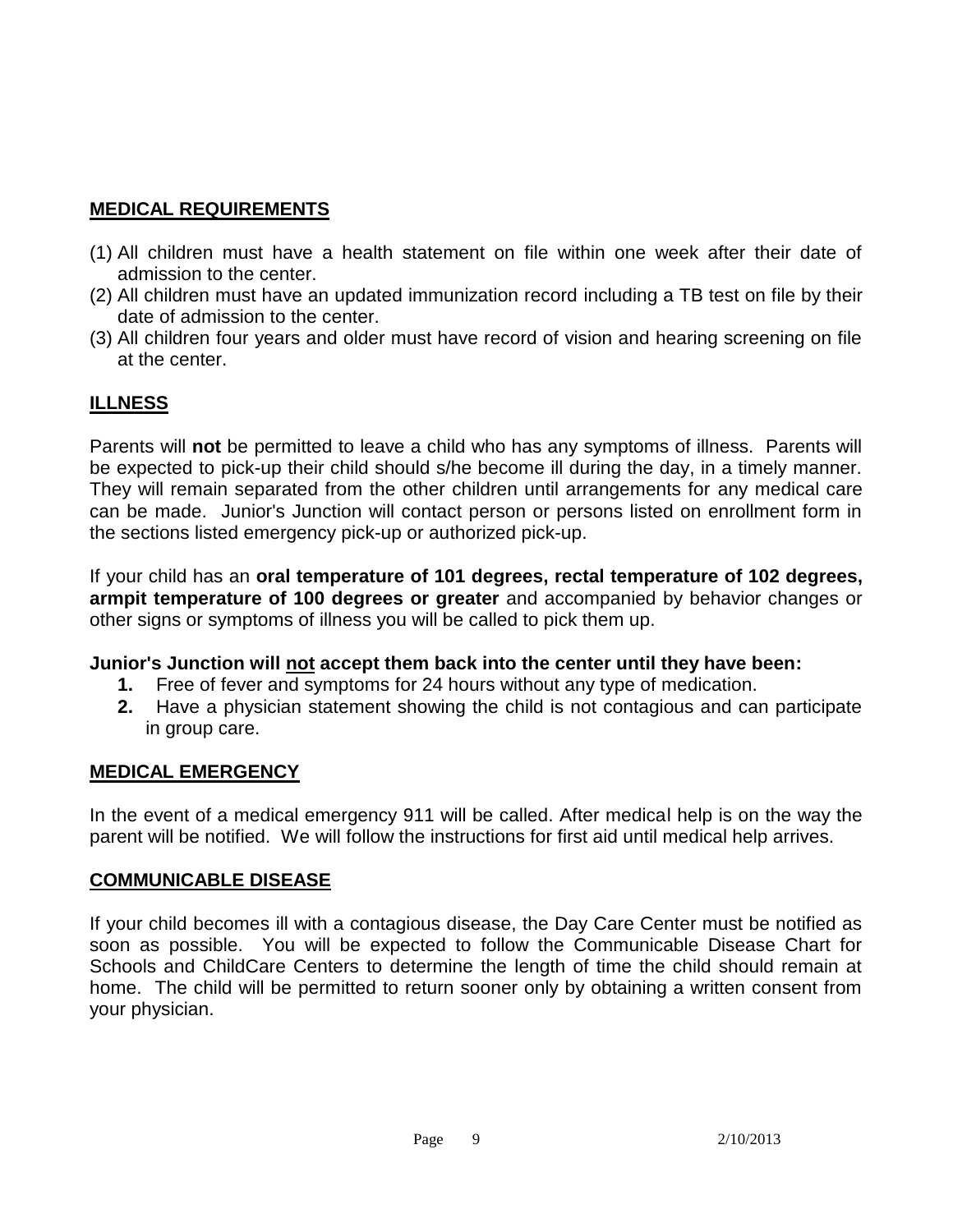## MEDICAL REQUIREMENTS

(1) All children must have a health statement on file within one week after their date of admission to the center.
(2) All children must have an updated immunization record including a TB test on file by their date of admission to the center.
(3) All children four years and older must have record of vision and hearing screening on file at the center.

## ILLNESS

Parents will **not** be permitted to leave a child who has any symptoms of illness. Parents will be expected to pick-up their child should s/he become ill during the day, in a timely manner. They will remain separated from the other children until arrangements for any medical care can be made. Junior's Junction will contact person or persons listed on enrollment form in the sections listed emergency pick-up or authorized pick-up.

If your child has an **oral temperature of 101 degrees, rectal temperature of 102 degrees, armpit temperature of 100 degrees or greater** and accompanied by behavior changes or other signs or symptoms of illness you will be called to pick them up.

**Junior's Junction will not accept them back into the center until they have been:**

1. Free of fever and symptoms for 24 hours without any type of medication.
2. Have a physician statement showing the child is not contagious and can participate in group care.

## MEDICAL EMERGENCY

In the event of a medical emergency 911 will be called. After medical help is on the way the parent will be notified. We will follow the instructions for first aid until medical help arrives.

## COMMUNICABLE DISEASE

If your child becomes ill with a contagious disease, the Day Care Center must be notified as soon as possible. You will be expected to follow the Communicable Disease Chart for Schools and ChildCare Centers to determine the length of time the child should remain at home. The child will be permitted to return sooner only by obtaining a written consent from your physician.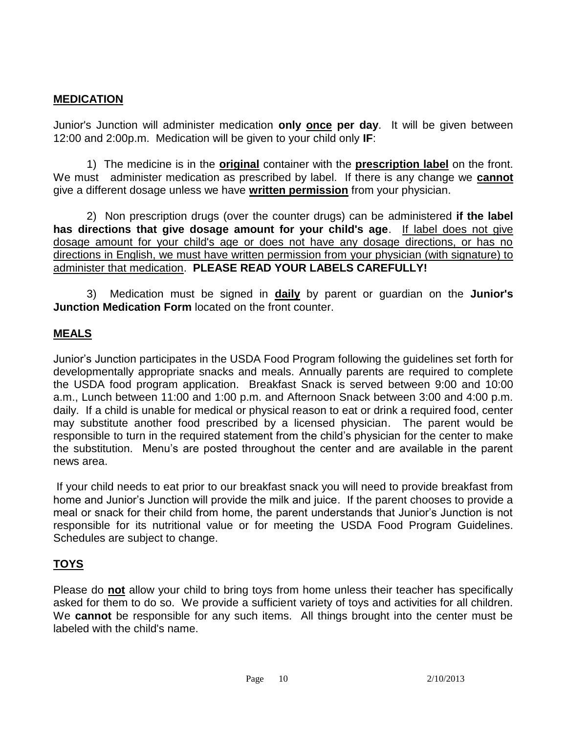## MEDICATION

Junior's Junction will administer medication **only once per day**. It will be given between 12:00 and 2:00p.m. Medication will be given to your child only **IF**:

1) The medicine is in the **original** container with the **prescription label** on the front. We must administer medication as prescribed by label. If there is any change we **cannot** give a different dosage unless we have **written permission** from your physician.

2) Non prescription drugs (over the counter drugs) can be administered **if the label has directions that give dosage amount for your child's age**. If label does not give dosage amount for your child's age or does not have any dosage directions, or has no directions in English, we must have written permission from your physician (with signature) to administer that medication. **PLEASE READ YOUR LABELS CAREFULLY!**

3) Medication must be signed in **daily** by parent or guardian on the **Junior's Junction Medication Form** located on the front counter.

## MEALS

Junior's Junction participates in the USDA Food Program following the guidelines set forth for developmentally appropriate snacks and meals. Annually parents are required to complete the USDA food program application. Breakfast Snack is served between 9:00 and 10:00 a.m., Lunch between 11:00 and 1:00 p.m. and Afternoon Snack between 3:00 and 4:00 p.m. daily. If a child is unable for medical or physical reason to eat or drink a required food, center may substitute another food prescribed by a licensed physician. The parent would be responsible to turn in the required statement from the child's physician for the center to make the substitution. Menu's are posted throughout the center and are available in the parent news area.

If your child needs to eat prior to our breakfast snack you will need to provide breakfast from home and Junior's Junction will provide the milk and juice. If the parent chooses to provide a meal or snack for their child from home, the parent understands that Junior's Junction is not responsible for its nutritional value or for meeting the USDA Food Program Guidelines. Schedules are subject to change.

## TOYS

Please do **not** allow your child to bring toys from home unless their teacher has specifically asked for them to do so. We provide a sufficient variety of toys and activities for all children. We **cannot** be responsible for any such items. All things brought into the center must be labeled with the child's name.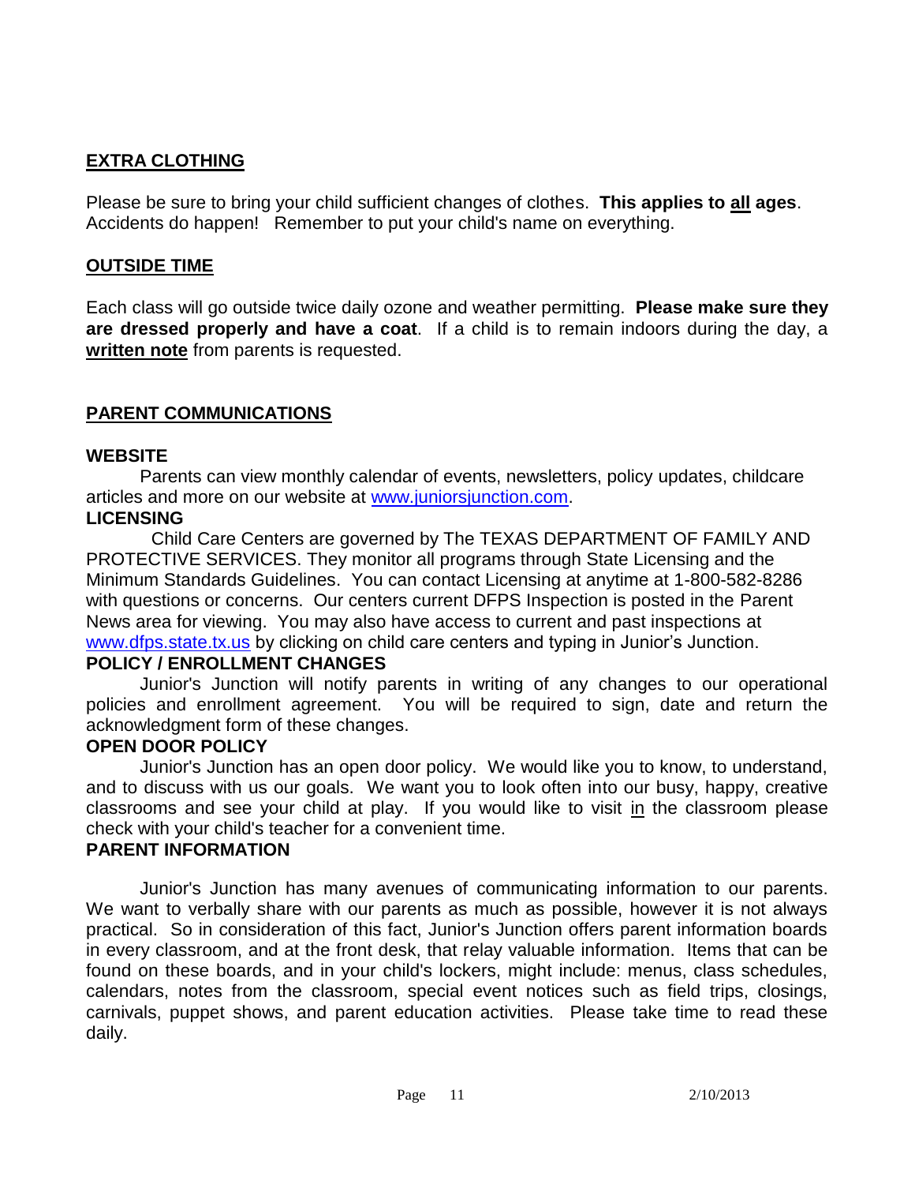## **EXTRA CLOTHING**

Please be sure to bring your child sufficient changes of clothes. **This applies to <u>all</u> ages**. Accidents do happen! Remember to put your child's name on everything.

## **OUTSIDE TIME**

Each class will go outside twice daily ozone and weather permitting. **Please make sure they are dressed properly and have a coat**. If a child is to remain indoors during the day, a **<u>written note</u>** from parents is requested.

## **PARENT COMMUNICATIONS**

### **WEBSITE**

Parents can view monthly calendar of events, newsletters, policy updates, childcare articles and more on our website at [www.juniorsjunction.com](http://www.juniorsjunction.com).

### **LICENSING**

Child Care Centers are governed by The TEXAS DEPARTMENT OF FAMILY AND PROTECTIVE SERVICES. They monitor all programs through State Licensing and the Minimum Standards Guidelines. You can contact Licensing at anytime at 1-800-582-8286 with questions or concerns. Our centers current DFPS Inspection is posted in the Parent News area for viewing. You may also have access to current and past inspections at [www.dfps.state.tx.us](http://www.dfps.state.tx.us) by clicking on child care centers and typing in Junior's Junction.

### **POLICY / ENROLLMENT CHANGES**

Junior's Junction will notify parents in writing of any changes to our operational policies and enrollment agreement. You will be required to sign, date and return the acknowledgment form of these changes.

### **OPEN DOOR POLICY**

Junior's Junction has an open door policy. We would like you to know, to understand, and to discuss with us our goals. We want you to look often into our busy, happy, creative classrooms and see your child at play. If you would like to visit <u>in</u> the classroom please check with your child's teacher for a convenient time.

### **PARENT INFORMATION**

Junior's Junction has many avenues of communicating information to our parents. We want to verbally share with our parents as much as possible, however it is not always practical. So in consideration of this fact, Junior's Junction offers parent information boards in every classroom, and at the front desk, that relay valuable information. Items that can be found on these boards, and in your child's lockers, might include: menus, class schedules, calendars, notes from the classroom, special event notices such as field trips, closings, carnivals, puppet shows, and parent education activities. Please take time to read these daily.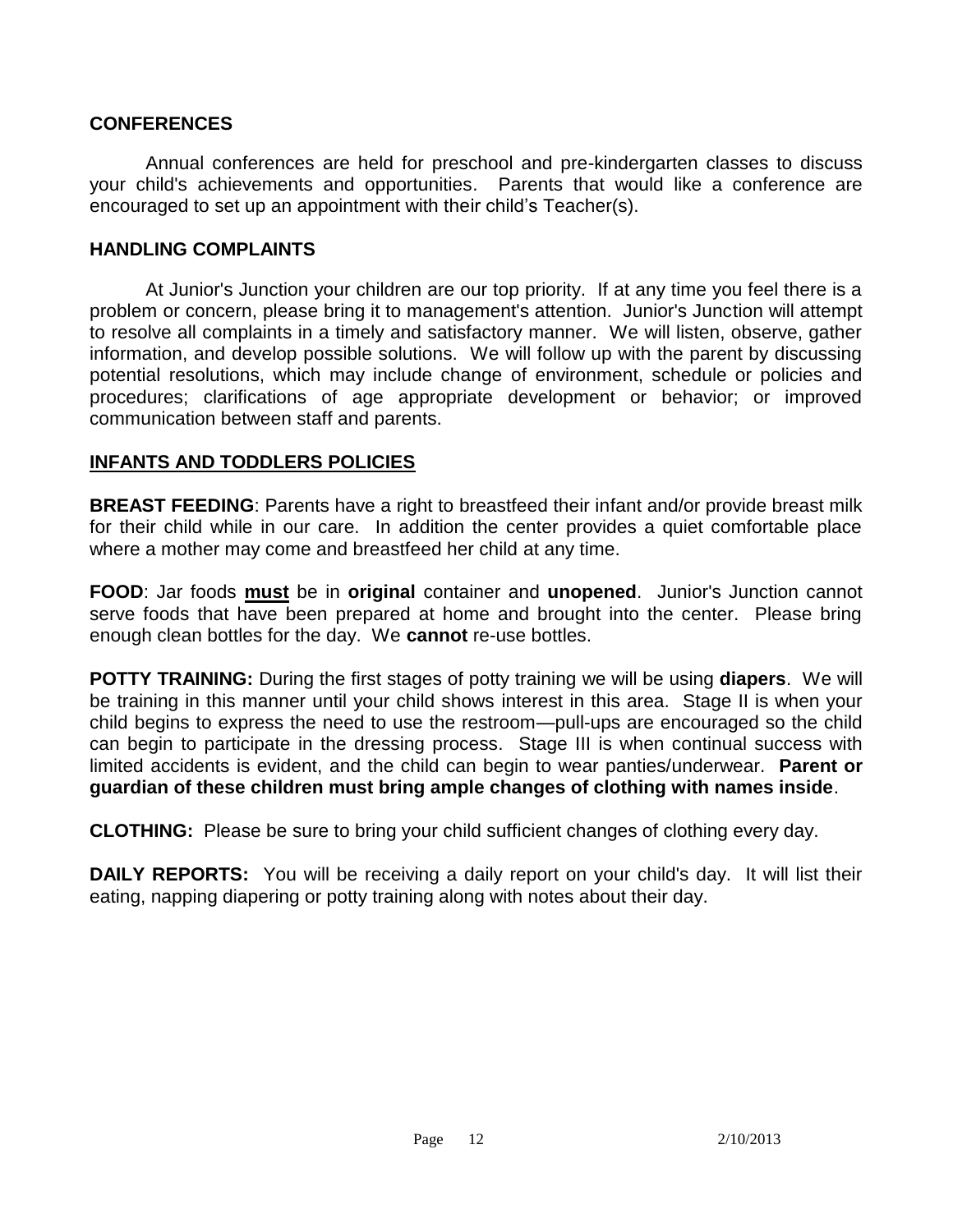## CONFERENCES

Annual conferences are held for preschool and pre-kindergarten classes to discuss your child's achievements and opportunities. Parents that would like a conference are encouraged to set up an appointment with their child's Teacher(s).

## HANDLING COMPLAINTS

At Junior's Junction your children are our top priority. If at any time you feel there is a problem or concern, please bring it to management's attention. Junior's Junction will attempt to resolve all complaints in a timely and satisfactory manner. We will listen, observe, gather information, and develop possible solutions. We will follow up with the parent by discussing potential resolutions, which may include change of environment, schedule or policies and procedures; clarifications of age appropriate development or behavior; or improved communication between staff and parents.

## INFANTS AND TODDLERS POLICIES

**BREAST FEEDING**: Parents have a right to breastfeed their infant and/or provide breast milk for their child while in our care. In addition the center provides a quiet comfortable place where a mother may come and breastfeed her child at any time.

**FOOD**: Jar foods **must** be in **original** container and **unopened**. Junior's Junction cannot serve foods that have been prepared at home and brought into the center. Please bring enough clean bottles for the day. We **cannot** re-use bottles.

**POTTY TRAINING:** During the first stages of potty training we will be using **diapers**. We will be training in this manner until your child shows interest in this area. Stage II is when your child begins to express the need to use the restroom—pull-ups are encouraged so the child can begin to participate in the dressing process. Stage III is when continual success with limited accidents is evident, and the child can begin to wear panties/underwear. **Parent or guardian of these children must bring ample changes of clothing with names inside**.

**CLOTHING:** Please be sure to bring your child sufficient changes of clothing every day.

**DAILY REPORTS:** You will be receiving a daily report on your child's day. It will list their eating, napping diapering or potty training along with notes about their day.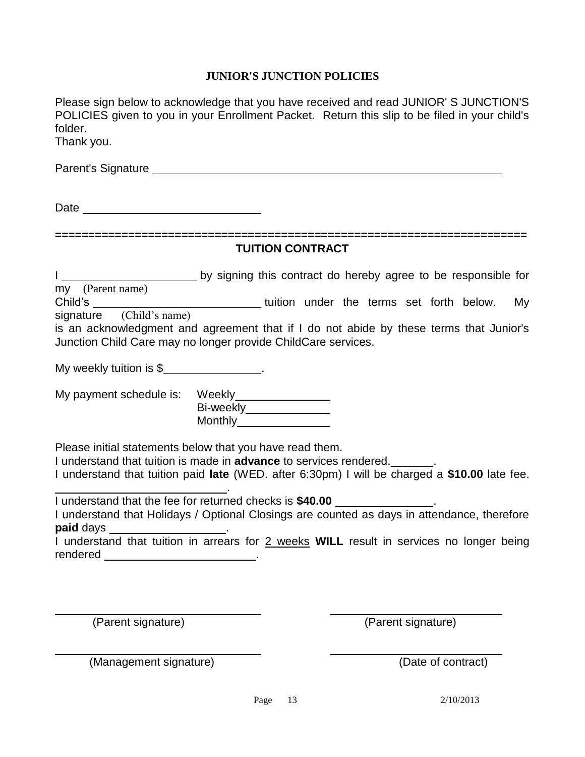# JUNIOR'S JUNCTION POLICIES

Please sign below to acknowledge that you have received and read JUNIOR' S JUNCTION'S POLICIES given to you in your Enrollment Packet. Return this slip to be filed in your child's folder.
Thank you.

Parent's Signature ______________________________________________

Date ____________________________

=======================================================================

## TUITION CONTRACT

I ______________________ by signing this contract do hereby agree to be responsible for my (Parent name)
Child's ____________________________ tuition under the terms set forth below. My signature (Child's name)
is an acknowledgment and agreement that if I do not abide by these terms that Junior's Junction Child Care may no longer provide ChildCare services.

My weekly tuition is $________________.

My payment schedule is: Weekly _______________
Bi-weekly _____________
Monthly _______________

Please initial statements below that you have read them.

I understand that tuition is made in **advance** to services rendered._______.

I understand that tuition paid **late** (WED. after 6:30pm) I will be charged a **$10.00** late fee. ____________________________.

I understand that the fee for returned checks is **$40.00** _______________.

I understand that Holidays / Optional Closings are counted as days in attendance, therefore **paid** days __________________.

I understand that tuition in arrears for <u>2 weeks</u> **WILL** result in services no longer being rendered ________________________.

________________________________ (Parent signature)

________________________________ (Parent signature)

________________________________ (Management signature)

________________________________ (Date of contract)

2/10/2013